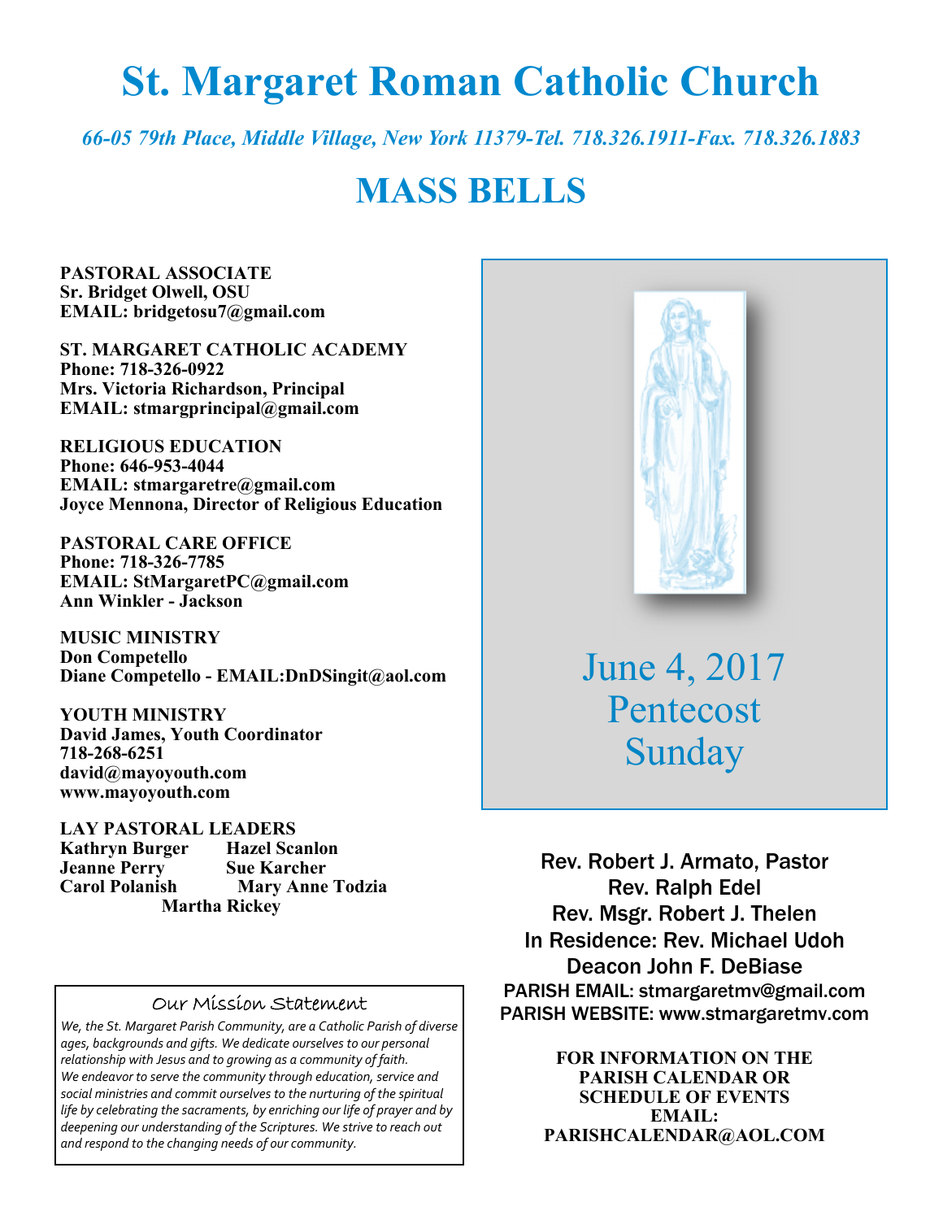# St. Margaret Roman Catholic Church

*66-05 79th Place, Middle Village, New York 11379-Tel. 718.326.1911-Fax. 718.326.1883*

# MASS BELLS

**PASTORAL ASSOCIATE**
**Sr. Bridget Olwell, OSU**
**EMAIL: bridgetosu7@gmail.com**

**ST. MARGARET CATHOLIC ACADEMY**
**Phone: 718-326-0922**
**Mrs. Victoria Richardson, Principal**
**EMAIL: stmargprincipal@gmail.com**

**RELIGIOUS EDUCATION**
**Phone: 646-953-4044**
**EMAIL: stmargaretre@gmail.com**
**Joyce Mennona, Director of Religious Education**

**PASTORAL CARE OFFICE**
**Phone: 718-326-7785**
**EMAIL: StMargaretPC@gmail.com**
**Ann Winkler - Jackson**

**MUSIC MINISTRY**
**Don Competello**
**Diane Competello - EMAIL:DnDSingit@aol.com**

**YOUTH MINISTRY**
**David James, Youth Coordinator**
**718-268-6251**
**david@mayoyouth.com**
**www.mayoyouth.com**

**LAY PASTORAL LEADERS**
**Kathryn Burger** **Hazel Scanlon**
**Jeanne Perry** **Sue Karcher**
**Carol Polanish** **Mary Anne Todzia**
**Martha Rickey**

## Our Mission Statement

*We, the St. Margaret Parish Community, are a Catholic Parish of diverse ages, backgrounds and gifts. We dedicate ourselves to our personal relationship with Jesus and to growing as a community of faith. We endeavor to serve the community through education, service and social ministries and commit ourselves to the nurturing of the spiritual life by celebrating the sacraments, by enriching our life of prayer and by deepening our understanding of the Scriptures. We strive to reach out and respond to the changing needs of our community.*

June 4, 2017
Pentecost
Sunday

Rev. Robert J. Armato, Pastor
Rev. Ralph Edel
Rev. Msgr. Robert J. Thelen
In Residence: Rev. Michael Udoh
Deacon John F. DeBiase
PARISH EMAIL: stmargaretmv@gmail.com
PARISH WEBSITE: www.stmargaretmv.com

**FOR INFORMATION ON THE PARISH CALENDAR OR SCHEDULE OF EVENTS EMAIL: PARISHCALENDAR@AOL.COM**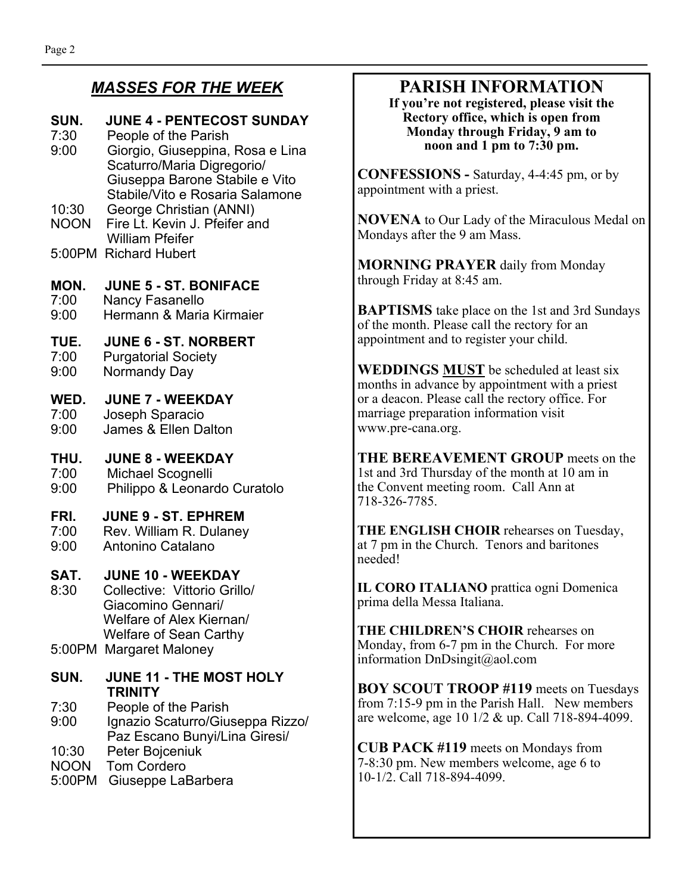## *MASSES FOR THE WEEK*

**SUN. JUNE 4 - PENTECOST SUNDAY**

- 7:30 People of the Parish
- 9:00 Giorgio, Giuseppina, Rosa e Lina Scaturro/Maria Digregorio/ Giuseppa Barone Stabile e Vito Stabile/Vito e Rosaria Salamone
- 10:30 George Christian (ANNI)
- NOON Fire Lt. Kevin J. Pfeifer and William Pfeifer
- 5:00PM Richard Hubert

**MON. JUNE 5 - ST. BONIFACE**

- 7:00 Nancy Fasanello
- 9:00 Hermann & Maria Kirmaier

**TUE. JUNE 6 - ST. NORBERT**

- 7:00 Purgatorial Society
- 9:00 Normandy Day

**WED. JUNE 7 - WEEKDAY**

- 7:00 Joseph Sparacio
- 9:00 James & Ellen Dalton

**THU. JUNE 8 - WEEKDAY**

- 7:00 Michael Scognelli
- 9:00 Philippo & Leonardo Curatolo

**FRI. JUNE 9 - ST. EPHREM**

- 7:00 Rev. William R. Dulaney
- 9:00 Antonino Catalano

**SAT. JUNE 10 - WEEKDAY**

- 8:30 Collective: Vittorio Grillo/ Giacomino Gennari/ Welfare of Alex Kiernan/ Welfare of Sean Carthy
- 5:00PM Margaret Maloney

**SUN. JUNE 11 - THE MOST HOLY TRINITY**

- 7:30 People of the Parish
- 9:00 Ignazio Scaturro/Giuseppa Rizzo/ Paz Escano Bunyi/Lina Giresi/
- 10:30 Peter Bojceniuk
- NOON Tom Cordero
- 5:00PM Giuseppe LaBarbera

## PARISH INFORMATION

**If you're not registered, please visit the Rectory office, which is open from Monday through Friday, 9 am to noon and 1 pm to 7:30 pm.**

**CONFESSIONS -** Saturday, 4-4:45 pm, or by appointment with a priest.

**NOVENA** to Our Lady of the Miraculous Medal on Mondays after the 9 am Mass.

**MORNING PRAYER** daily from Monday through Friday at 8:45 am.

**BAPTISMS** take place on the 1st and 3rd Sundays of the month. Please call the rectory for an appointment and to register your child.

**WEDDINGS <u>MUST</u>** be scheduled at least six months in advance by appointment with a priest or a deacon. Please call the rectory office. For marriage preparation information visit www.pre-cana.org.

**THE BEREAVEMENT GROUP** meets on the 1st and 3rd Thursday of the month at 10 am in the Convent meeting room. Call Ann at 718-326-7785.

**THE ENGLISH CHOIR** rehearses on Tuesday, at 7 pm in the Church. Tenors and baritones needed!

**IL CORO ITALIANO** prattica ogni Domenica prima della Messa Italiana.

**THE CHILDREN'S CHOIR** rehearses on Monday, from 6-7 pm in the Church. For more information DnDsingit@aol.com

**BOY SCOUT TROOP #119** meets on Tuesdays from 7:15-9 pm in the Parish Hall. New members are welcome, age 10 1/2 & up. Call 718-894-4099.

**CUB PACK #119** meets on Mondays from 7-8:30 pm. New members welcome, age 6 to 10-1/2. Call 718-894-4099.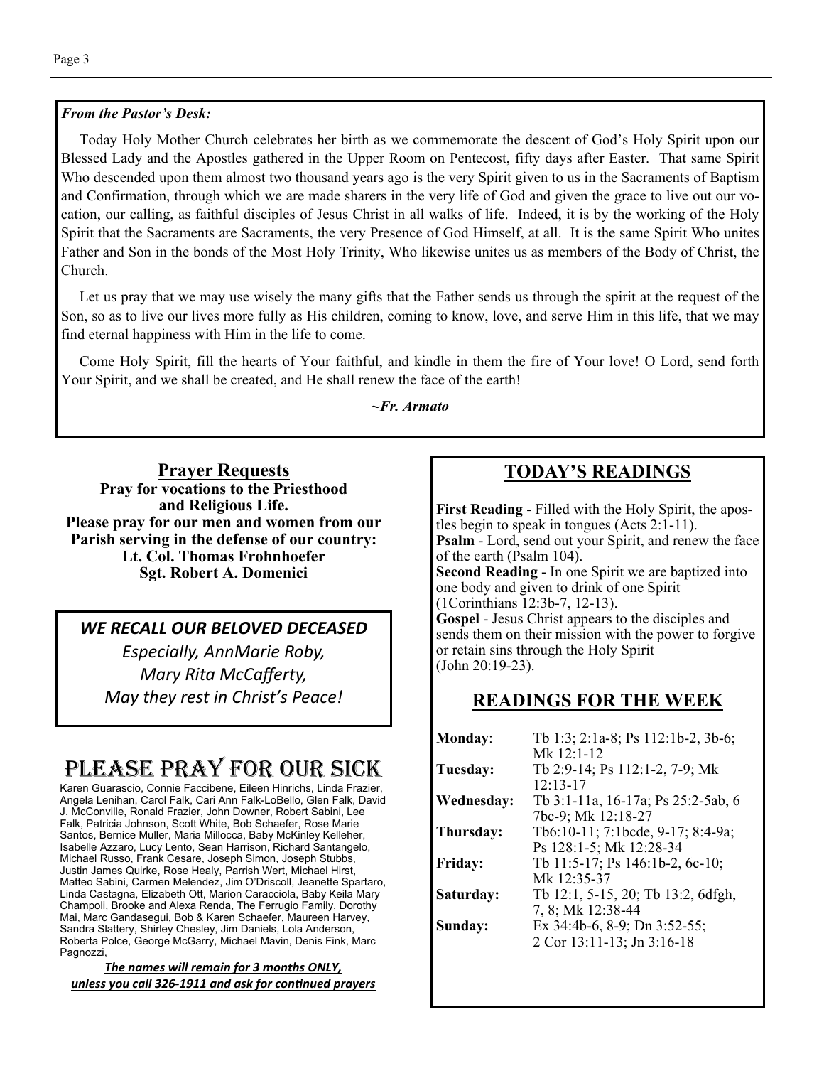***From the Pastor's Desk:***

Today Holy Mother Church celebrates her birth as we commemorate the descent of God's Holy Spirit upon our Blessed Lady and the Apostles gathered in the Upper Room on Pentecost, fifty days after Easter. That same Spirit Who descended upon them almost two thousand years ago is the very Spirit given to us in the Sacraments of Baptism and Confirmation, through which we are made sharers in the very life of God and given the grace to live out our vocation, our calling, as faithful disciples of Jesus Christ in all walks of life. Indeed, it is by the working of the Holy Spirit that the Sacraments are Sacraments, the very Presence of God Himself, at all. It is the same Spirit Who unites Father and Son in the bonds of the Most Holy Trinity, Who likewise unites us as members of the Body of Christ, the Church.

Let us pray that we may use wisely the many gifts that the Father sends us through the spirit at the request of the Son, so as to live our lives more fully as His children, coming to know, love, and serve Him in this life, that we may find eternal happiness with Him in the life to come.

Come Holy Spirit, fill the hearts of Your faithful, and kindle in them the fire of Your love! O Lord, send forth Your Spirit, and we shall be created, and He shall renew the face of the earth!

***~Fr. Armato***

## Prayer Requests

**Pray for vocations to the Priesthood and Religious Life.**
**Please pray for our men and women from our Parish serving in the defense of our country:**
**Lt. Col. Thomas Frohnhoefer**
**Sgt. Robert A. Domenici**

***WE RECALL OUR BELOVED DECEASED***

*Especially, AnnMarie Roby,*
*Mary Rita McCafferty,*
*May they rest in Christ's Peace!*

## PLEASE PRAY FOR OUR SICK

Karen Guarascio, Connie Faccibene, Eileen Hinrichs, Linda Frazier, Angela Lenihan, Carol Falk, Cari Ann Falk-LoBello, Glen Falk, David J. McConville, Ronald Frazier, John Downer, Robert Sabini, Lee Falk, Patricia Johnson, Scott White, Bob Schaefer, Rose Marie Santos, Bernice Muller, Maria Millocca, Baby McKinley Kelleher, Isabelle Azzaro, Lucy Lento, Sean Harrison, Richard Santangelo, Michael Russo, Frank Cesare, Joseph Simon, Joseph Stubbs, Justin James Quirke, Rose Healy, Parrish Wert, Michael Hirst, Matteo Sabini, Carmen Melendez, Jim O'Driscoll, Jeanette Spartaro, Linda Castagna, Elizabeth Ott, Marion Caracciola, Baby Keila Mary Champoli, Brooke and Alexa Renda, The Ferrugio Family, Dorothy Mai, Marc Gandasegui, Bob & Karen Schaefer, Maureen Harvey, Sandra Slattery, Shirley Chesley, Jim Daniels, Lola Anderson, Roberta Polce, George McGarry, Michael Mavin, Denis Fink, Marc Pagnozzi,

***The names will remain for 3 months ONLY, unless you call 326-1911 and ask for continued prayers***

## TODAY'S READINGS

**First Reading** - Filled with the Holy Spirit, the apostles begin to speak in tongues (Acts 2:1-11).
**Psalm** - Lord, send out your Spirit, and renew the face of the earth (Psalm 104).
**Second Reading** - In one Spirit we are baptized into one body and given to drink of one Spirit (1Corinthians 12:3b-7, 12-13).
**Gospel** - Jesus Christ appears to the disciples and sends them on their mission with the power to forgive or retain sins through the Holy Spirit (John 20:19-23).

## READINGS FOR THE WEEK

| | |
|---|---|
| **Monday**: | Tb 1:3; 2:1a-8; Ps 112:1b-2, 3b-6; Mk 12:1-12 |
| **Tuesday:** | Tb 2:9-14; Ps 112:1-2, 7-9; Mk 12:13-17 |
| **Wednesday:** | Tb 3:1-11a, 16-17a; Ps 25:2-5ab, 6 7bc-9; Mk 12:18-27 |
| **Thursday:** | Tb6:10-11; 7:1bcde, 9-17; 8:4-9a; Ps 128:1-5; Mk 12:28-34 |
| **Friday:** | Tb 11:5-17; Ps 146:1b-2, 6c-10; Mk 12:35-37 |
| **Saturday:** | Tb 12:1, 5-15, 20; Tb 13:2, 6dfgh, 7, 8; Mk 12:38-44 |
| **Sunday:** | Ex 34:4b-6, 8-9; Dn 3:52-55; 2 Cor 13:11-13; Jn 3:16-18 |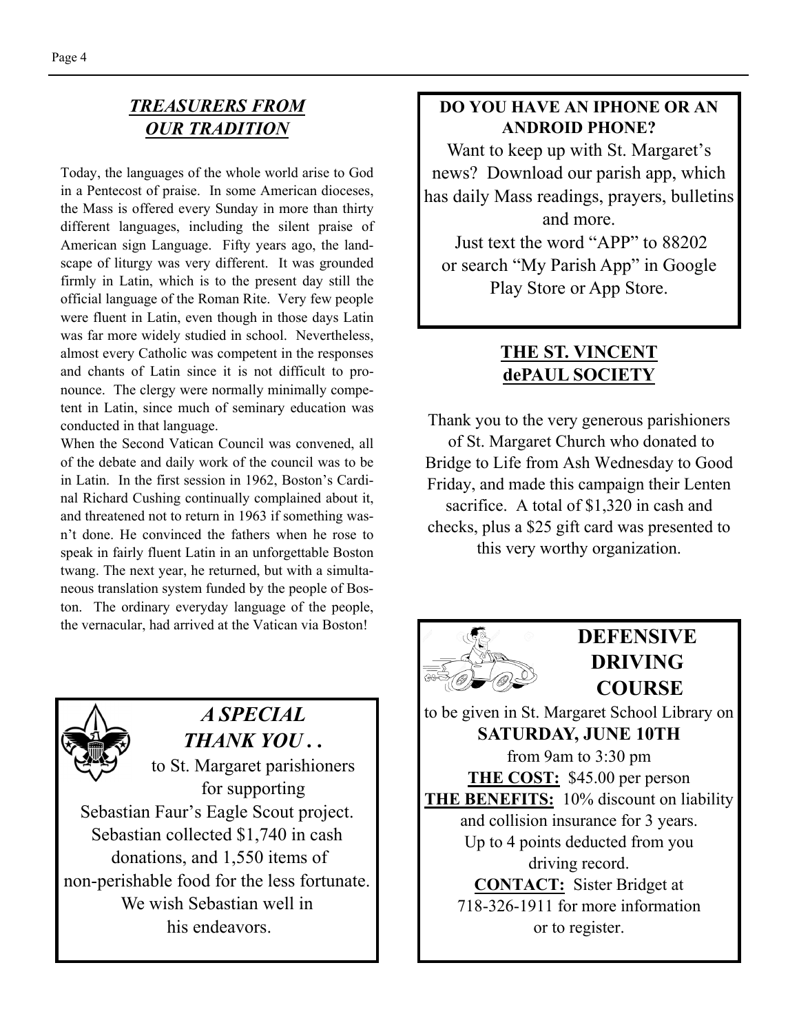## *TREASURERS FROM OUR TRADITION*

Today, the languages of the whole world arise to God in a Pentecost of praise. In some American dioceses, the Mass is offered every Sunday in more than thirty different languages, including the silent praise of American sign Language. Fifty years ago, the landscape of liturgy was very different. It was grounded firmly in Latin, which is to the present day still the official language of the Roman Rite. Very few people were fluent in Latin, even though in those days Latin was far more widely studied in school. Nevertheless, almost every Catholic was competent in the responses and chants of Latin since it is not difficult to pronounce. The clergy were normally minimally competent in Latin, since much of seminary education was conducted in that language.

When the Second Vatican Council was convened, all of the debate and daily work of the council was to be in Latin. In the first session in 1962, Boston's Cardinal Richard Cushing continually complained about it, and threatened not to return in 1963 if something wasn't done. He convinced the fathers when he rose to speak in fairly fluent Latin in an unforgettable Boston twang. The next year, he returned, but with a simultaneous translation system funded by the people of Boston. The ordinary everyday language of the people, the vernacular, had arrived at the Vatican via Boston!

## *A SPECIAL THANK YOU . .*

to St. Margaret parishioners for supporting Sebastian Faur's Eagle Scout project. Sebastian collected $1,740 in cash donations, and 1,550 items of non-perishable food for the less fortunate. We wish Sebastian well in his endeavors.

**DO YOU HAVE AN IPHONE OR AN ANDROID PHONE?**

Want to keep up with St. Margaret's news? Download our parish app, which has daily Mass readings, prayers, bulletins and more.

Just text the word "APP" to 88202 or search "My Parish App" in Google Play Store or App Store.

## THE ST. VINCENT dePAUL SOCIETY

Thank you to the very generous parishioners of St. Margaret Church who donated to Bridge to Life from Ash Wednesday to Good Friday, and made this campaign their Lenten sacrifice. A total of $1,320 in cash and checks, plus a $25 gift card was presented to this very worthy organization.

## DEFENSIVE DRIVING COURSE

to be given in St. Margaret School Library on

**SATURDAY, JUNE 10TH**

from 9am to 3:30 pm

**THE COST:** $45.00 per person

**THE BENEFITS:** 10% discount on liability and collision insurance for 3 years. Up to 4 points deducted from you driving record.

**CONTACT:** Sister Bridget at 718-326-1911 for more information or to register.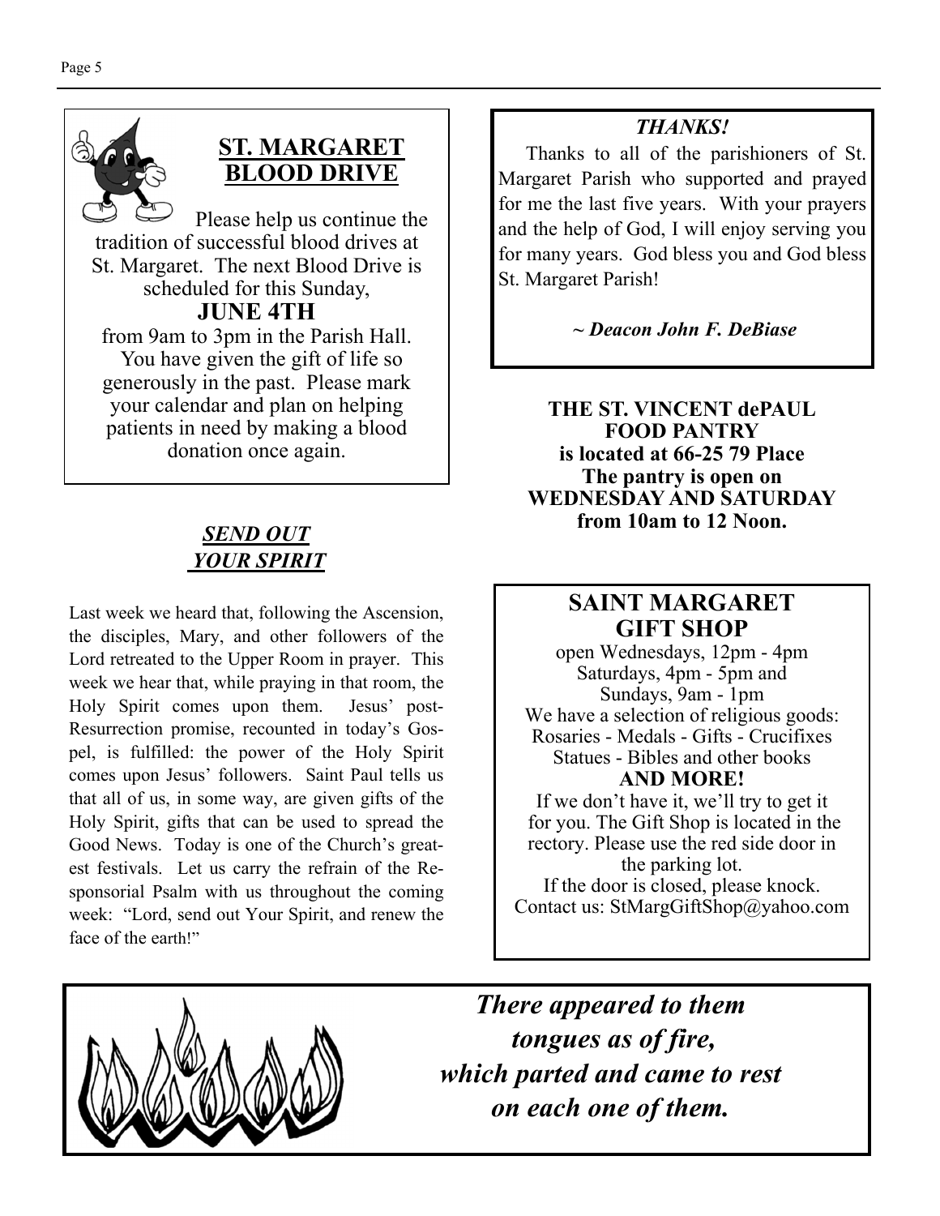## ST. MARGARET BLOOD DRIVE

Please help us continue the tradition of successful blood drives at St. Margaret. The next Blood Drive is scheduled for this Sunday,

**JUNE 4TH**

from 9am to 3pm in the Parish Hall. You have given the gift of life so generously in the past. Please mark your calendar and plan on helping patients in need by making a blood donation once again.

## *SEND OUT YOUR SPIRIT*

Last week we heard that, following the Ascension, the disciples, Mary, and other followers of the Lord retreated to the Upper Room in prayer. This week we hear that, while praying in that room, the Holy Spirit comes upon them. Jesus' post-Resurrection promise, recounted in today's Gospel, is fulfilled: the power of the Holy Spirit comes upon Jesus' followers. Saint Paul tells us that all of us, in some way, are given gifts of the Holy Spirit, gifts that can be used to spread the Good News. Today is one of the Church's greatest festivals. Let us carry the refrain of the Responsorial Psalm with us throughout the coming week: "Lord, send out Your Spirit, and renew the face of the earth!"

## *THANKS!*

Thanks to all of the parishioners of St. Margaret Parish who supported and prayed for me the last five years. With your prayers and the help of God, I will enjoy serving you for many years. God bless you and God bless St. Margaret Parish!

***~ Deacon John F. DeBiase***

**THE ST. VINCENT dePAUL FOOD PANTRY**
**is located at 66-25 79 Place**
**The pantry is open on WEDNESDAY AND SATURDAY from 10am to 12 Noon.**

## SAINT MARGARET GIFT SHOP

open Wednesdays, 12pm - 4pm
Saturdays, 4pm - 5pm and
Sundays, 9am - 1pm
We have a selection of religious goods:
Rosaries - Medals - Gifts - Crucifixes
Statues - Bibles and other books
**AND MORE!**
If we don't have it, we'll try to get it for you. The Gift Shop is located in the rectory. Please use the red side door in the parking lot.
If the door is closed, please knock.
Contact us: StMargGiftShop@yahoo.com

***There appeared to them tongues as of fire, which parted and came to rest on each one of them.***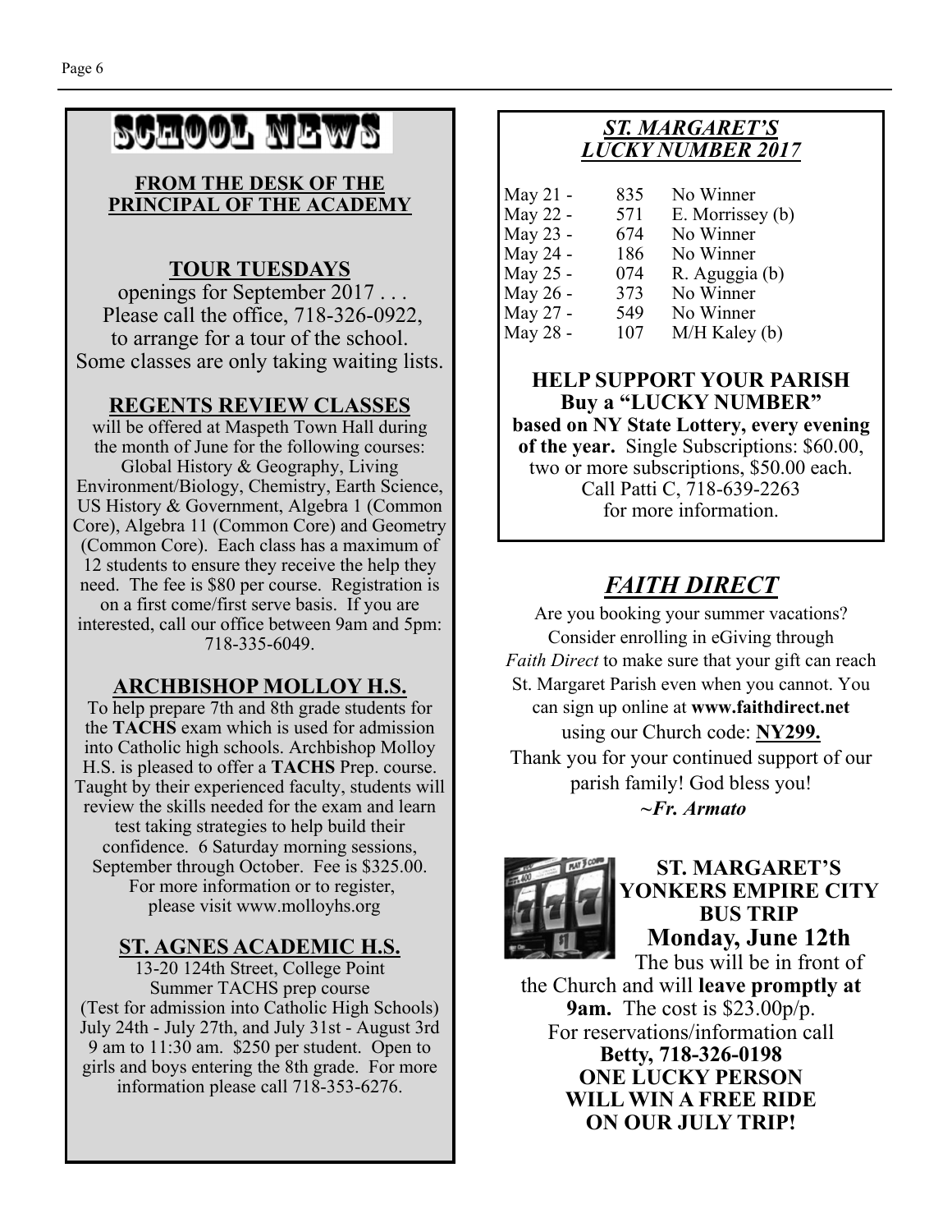# SCHOOL NEWS

**FROM THE DESK OF THE PRINCIPAL OF THE ACADEMY**

## TOUR TUESDAYS

openings for September 2017 . . . Please call the office, 718-326-0922, to arrange for a tour of the school. Some classes are only taking waiting lists.

## REGENTS REVIEW CLASSES

will be offered at Maspeth Town Hall during the month of June for the following courses: Global History & Geography, Living Environment/Biology, Chemistry, Earth Science, US History & Government, Algebra 1 (Common Core), Algebra 11 (Common Core) and Geometry (Common Core). Each class has a maximum of 12 students to ensure they receive the help they need. The fee is $80 per course. Registration is on a first come/first serve basis. If you are interested, call our office between 9am and 5pm: 718-335-6049.

## ARCHBISHOP MOLLOY H.S.

To help prepare 7th and 8th grade students for the **TACHS** exam which is used for admission into Catholic high schools. Archbishop Molloy H.S. is pleased to offer a **TACHS** Prep. course. Taught by their experienced faculty, students will review the skills needed for the exam and learn test taking strategies to help build their confidence. 6 Saturday morning sessions, September through October. Fee is $325.00. For more information or to register, please visit www.molloyhs.org

## ST. AGNES ACADEMIC H.S.

13-20 124th Street, College Point
Summer TACHS prep course
(Test for admission into Catholic High Schools)
July 24th - July 27th, and July 31st - August 3rd
9 am to 11:30 am. $250 per student. Open to girls and boys entering the 8th grade. For more information please call 718-353-6276.

## *ST. MARGARET'S LUCKY NUMBER 2017*

| Date | Number | Winner |
|---|---|---|
| May 21 - | 835 | No Winner |
| May 22 - | 571 | E. Morrissey (b) |
| May 23 - | 674 | No Winner |
| May 24 - | 186 | No Winner |
| May 25 - | 074 | R. Aguggia (b) |
| May 26 - | 373 | No Winner |
| May 27 - | 549 | No Winner |
| May 28 - | 107 | M/H Kaley (b) |

**HELP SUPPORT YOUR PARISH**
**Buy a "LUCKY NUMBER"**
**based on NY State Lottery, every evening of the year.** Single Subscriptions: $60.00, two or more subscriptions, $50.00 each. Call Patti C, 718-639-2263 for more information.

## *FAITH DIRECT*

Are you booking your summer vacations? Consider enrolling in eGiving through *Faith Direct* to make sure that your gift can reach St. Margaret Parish even when you cannot. You can sign up online at **www.faithdirect.net** using our Church code: **NY299.**
Thank you for your continued support of our parish family! God bless you!
***~Fr. Armato***

**ST. MARGARET'S YONKERS EMPIRE CITY BUS TRIP**
**Monday, June 12th**
The bus will be in front of the Church and will **leave promptly at 9am.** The cost is $23.00p/p.
For reservations/information call
**Betty, 718-326-0198**
**ONE LUCKY PERSON WILL WIN A FREE RIDE ON OUR JULY TRIP!**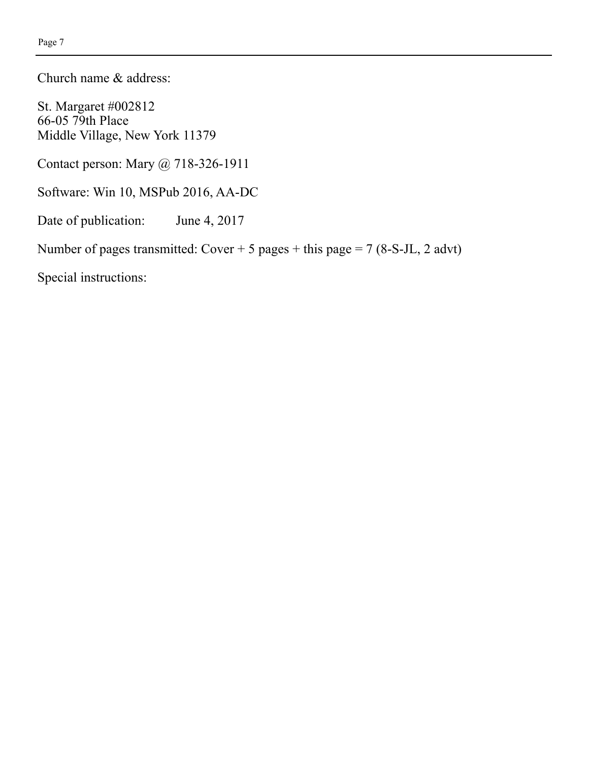Church name & address:

St. Margaret #002812
66-05 79th Place
Middle Village, New York 11379

Contact person: Mary @ 718-326-1911

Software: Win 10, MSPub 2016, AA-DC

Date of publication: June 4, 2017

Number of pages transmitted: Cover + 5 pages + this page = 7 (8-S-JL, 2 advt)

Special instructions: